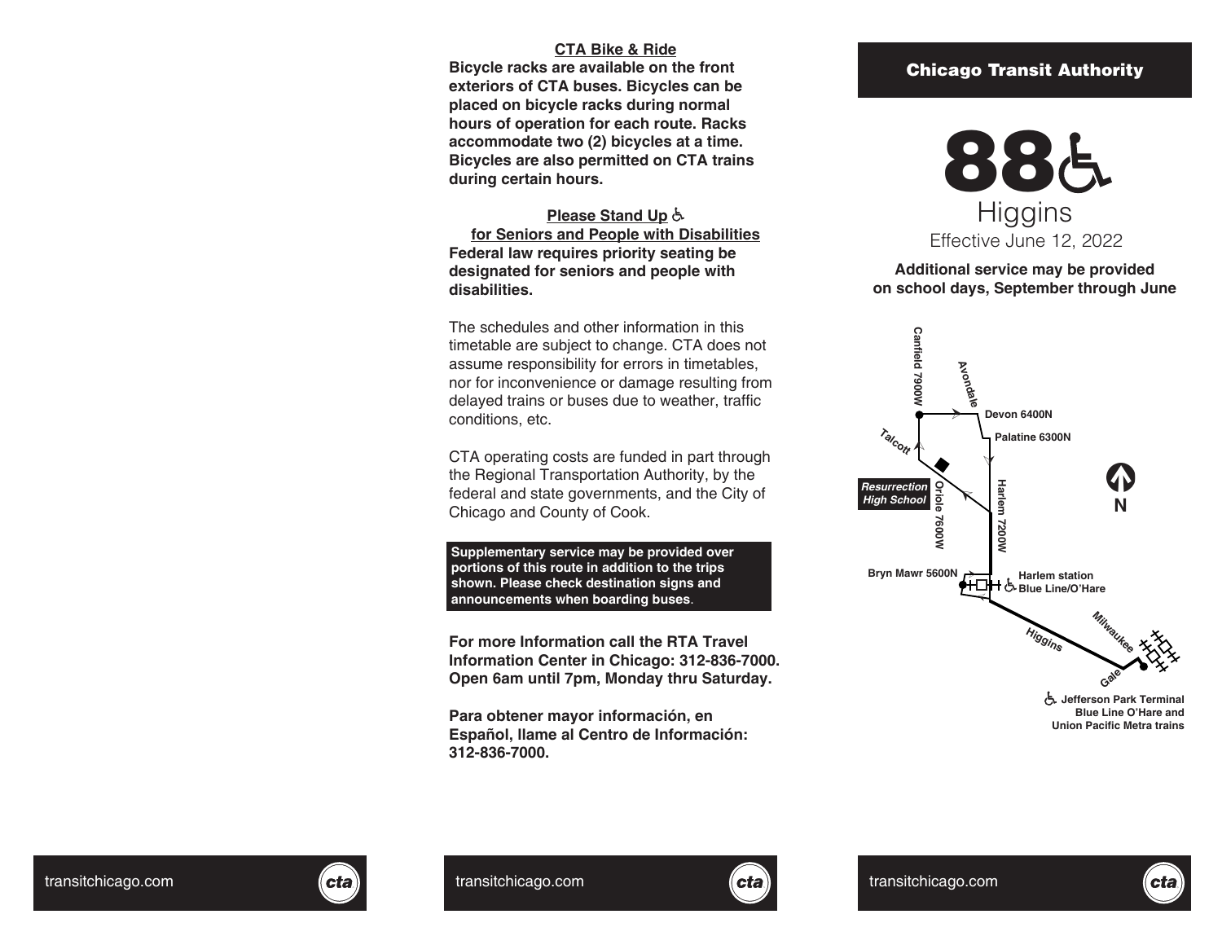## CTA Bike & Ride

**Bicycle racks are available on the front exteriors of CTA buses. Bicycles can be placed on bicycle racks during normal hours of operation for each route. Racks accommodate two (2) bicycles at a time. Bicycles are also permitted on CTA trains during certain hours.**

## Please Stand Up ♿ for Seniors and People with Disabilities

**Federal law requires priority seating be designated for seniors and people with disabilities.**

The schedules and other information in this timetable are subject to change. CTA does not assume responsibility for errors in timetables, nor for inconvenience or damage resulting from delayed trains or buses due to weather, traffic conditions, etc.

CTA operating costs are funded in part through the Regional Transportation Authority, by the federal and state governments, and the City of Chicago and County of Cook.

**Supplementary service may be provided over portions of this route in addition to the trips shown. Please check destination signs and announcements when boarding buses.**

**For more Information call the RTA Travel Information Center in Chicago: 312-836-7000. Open 6am until 7pm, Monday thru Saturday.**

**Para obtener mayor información, en Español, llame al Centro de Información: 312-836-7000.**

transitchicago.com

## Chicago Transit Authority

# 88 ♿ Higgins

Effective June 12, 2022

**Additional service may be provided on school days, September through June**

Canfield 7900W
Avondale
Devon 6400N
Palatine 6300N
Talcott
Resurrection High School
Oriole 7600W
Harlem 7200W
N
Bryn Mawr 5600N
Harlem station Blue Line/O'Hare
Milwaukee
Higgins
Gale
Jefferson Park Terminal Blue Line O'Hare and Union Pacific Metra trains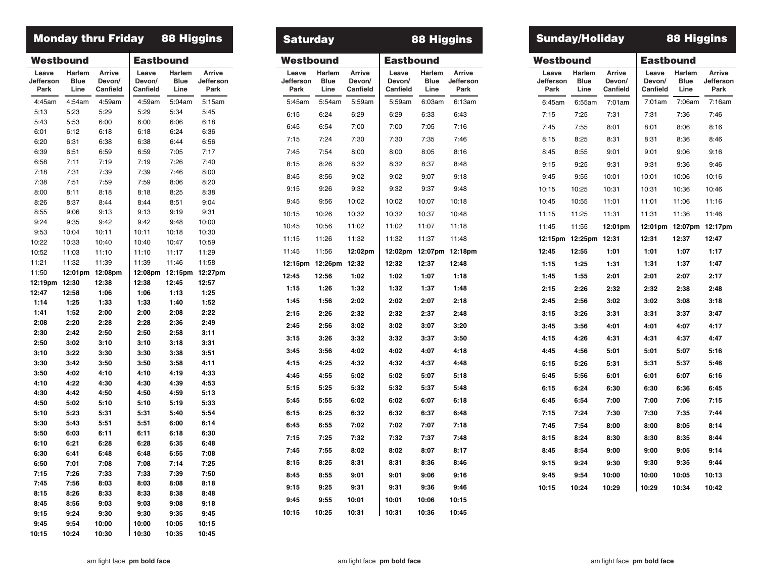## Monday thru Friday — 88 Higgins

| Westbound | | | Eastbound | | |
|---|---|---|---|---|---|
| Leave Jefferson Park | Harlem Blue Line | Arrive Devon/ Canfield | Leave Devon/ Canfield | Harlem Blue Line | Arrive Jefferson Park |
| 4:45am | 4:54am | 4:59am | 4:59am | 5:04am | 5:15am |
| 5:13 | 5:23 | 5:29 | 5:29 | 5:34 | 5:45 |
| 5:43 | 5:53 | 6:00 | 6:00 | 6:06 | 6:18 |
| 6:01 | 6:12 | 6:18 | 6:18 | 6:24 | 6:36 |
| 6:20 | 6:31 | 6:38 | 6:38 | 6:44 | 6:56 |
| 6:39 | 6:51 | 6:59 | 6:59 | 7:05 | 7:17 |
| 6:58 | 7:11 | 7:19 | 7:19 | 7:26 | 7:40 |
| 7:18 | 7:31 | 7:39 | 7:39 | 7:46 | 8:00 |
| 7:38 | 7:51 | 7:59 | 7:59 | 8:06 | 8:20 |
| 8:00 | 8:11 | 8:18 | 8:18 | 8:25 | 8:38 |
| 8:26 | 8:37 | 8:44 | 8:44 | 8:51 | 9:04 |
| 8:55 | 9:06 | 9:13 | 9:13 | 9:19 | 9:31 |
| 9:24 | 9:35 | 9:42 | 9:42 | 9:48 | 10:00 |
| 9:53 | 10:04 | 10:11 | 10:11 | 10:18 | 10:30 |
| 10:22 | 10:33 | 10:40 | 10:40 | 10:47 | 10:59 |
| 10:52 | 11:03 | 11:10 | 11:10 | 11:17 | 11:29 |
| 11:21 | 11:32 | 11:39 | 11:39 | 11:46 | 11:58 |
| 11:50 | **12:01pm** | **12:08pm** | **12:08pm** | **12:15pm** | **12:27pm** |
| **12:19pm** | **12:30** | **12:38** | **12:38** | **12:45** | **12:57** |
| **12:47** | **12:58** | **1:06** | **1:06** | **1:13** | **1:25** |
| **1:14** | **1:25** | **1:33** | **1:33** | **1:40** | **1:52** |
| **1:41** | **1:52** | **2:00** | **2:00** | **2:08** | **2:22** |
| **2:08** | **2:20** | **2:28** | **2:28** | **2:36** | **2:49** |
| **2:30** | **2:42** | **2:50** | **2:50** | **2:58** | **3:11** |
| **2:50** | **3:02** | **3:10** | **3:10** | **3:18** | **3:31** |
| **3:10** | **3:22** | **3:30** | **3:30** | **3:38** | **3:51** |
| **3:30** | **3:42** | **3:50** | **3:50** | **3:58** | **4:11** |
| **3:50** | **4:02** | **4:10** | **4:10** | **4:19** | **4:33** |
| **4:10** | **4:22** | **4:30** | **4:30** | **4:39** | **4:53** |
| **4:30** | **4:42** | **4:50** | **4:50** | **4:59** | **5:13** |
| **4:50** | **5:02** | **5:10** | **5:10** | **5:19** | **5:33** |
| **5:10** | **5:23** | **5:31** | **5:31** | **5:40** | **5:54** |
| **5:30** | **5:43** | **5:51** | **5:51** | **6:00** | **6:14** |
| **5:50** | **6:03** | **6:11** | **6:11** | **6:18** | **6:30** |
| **6:10** | **6:21** | **6:28** | **6:28** | **6:35** | **6:48** |
| **6:30** | **6:41** | **6:48** | **6:48** | **6:55** | **7:08** |
| **6:50** | **7:01** | **7:08** | **7:08** | **7:14** | **7:25** |
| **7:15** | **7:26** | **7:33** | **7:33** | **7:39** | **7:50** |
| **7:45** | **7:56** | **8:03** | **8:03** | **8:08** | **8:18** |
| **8:15** | **8:26** | **8:33** | **8:33** | **8:38** | **8:48** |
| **8:45** | **8:56** | **9:03** | **9:03** | **9:08** | **9:18** |
| **9:15** | **9:24** | **9:30** | **9:30** | **9:35** | **9:45** |
| **9:45** | **9:54** | **10:00** | **10:00** | **10:05** | **10:15** |
| **10:15** | **10:24** | **10:30** | **10:30** | **10:35** | **10:45** |

am light face **pm bold face**

## Saturday — 88 Higgins

| Westbound | | | Eastbound | | |
|---|---|---|---|---|---|
| Leave Jefferson Park | Harlem Blue Line | Arrive Devon/ Canfield | Leave Devon/ Canfield | Harlem Blue Line | Arrive Jefferson Park |
| 5:45am | 5:54am | 5:59am | 5:59am | 6:03am | 6:13am |
| 6:15 | 6:24 | 6:29 | 6:29 | 6:33 | 6:43 |
| 6:45 | 6:54 | 7:00 | 7:00 | 7:05 | 7:16 |
| 7:15 | 7:24 | 7:30 | 7:30 | 7:35 | 7:46 |
| 7:45 | 7:54 | 8:00 | 8:00 | 8:05 | 8:16 |
| 8:15 | 8:26 | 8:32 | 8:32 | 8:37 | 8:48 |
| 8:45 | 8:56 | 9:02 | 9:02 | 9:07 | 9:18 |
| 9:15 | 9:26 | 9:32 | 9:32 | 9:37 | 9:48 |
| 9:45 | 9:56 | 10:02 | 10:02 | 10:07 | 10:18 |
| 10:15 | 10:26 | 10:32 | 10:32 | 10:37 | 10:48 |
| 10:45 | 10:56 | 11:02 | 11:02 | 11:07 | 11:18 |
| 11:15 | 11:26 | 11:32 | 11:32 | 11:37 | 11:48 |
| 11:45 | 11:56 | **12:02pm** | **12:02pm** | **12:07pm** | **12:18pm** |
| **12:15pm** | **12:26pm** | **12:32** | **12:32** | **12:37** | **12:48** |
| **12:45** | **12:56** | **1:02** | **1:02** | **1:07** | **1:18** |
| **1:15** | **1:26** | **1:32** | **1:32** | **1:37** | **1:48** |
| **1:45** | **1:56** | **2:02** | **2:02** | **2:07** | **2:18** |
| **2:15** | **2:26** | **2:32** | **2:32** | **2:37** | **2:48** |
| **2:45** | **2:56** | **3:02** | **3:02** | **3:07** | **3:20** |
| **3:15** | **3:26** | **3:32** | **3:32** | **3:37** | **3:50** |
| **3:45** | **3:56** | **4:02** | **4:02** | **4:07** | **4:18** |
| **4:15** | **4:25** | **4:32** | **4:32** | **4:37** | **4:48** |
| **4:45** | **4:55** | **5:02** | **5:02** | **5:07** | **5:18** |
| **5:15** | **5:25** | **5:32** | **5:32** | **5:37** | **5:48** |
| **5:45** | **5:55** | **6:02** | **6:02** | **6:07** | **6:18** |
| **6:15** | **6:25** | **6:32** | **6:32** | **6:37** | **6:48** |
| **6:45** | **6:55** | **7:02** | **7:02** | **7:07** | **7:18** |
| **7:15** | **7:25** | **7:32** | **7:32** | **7:37** | **7:48** |
| **7:45** | **7:55** | **8:02** | **8:02** | **8:07** | **8:17** |
| **8:15** | **8:25** | **8:31** | **8:31** | **8:36** | **8:46** |
| **8:45** | **8:55** | **9:01** | **9:01** | **9:06** | **9:16** |
| **9:15** | **9:25** | **9:31** | **9:31** | **9:36** | **9:46** |
| **9:45** | **9:55** | **10:01** | **10:01** | **10:06** | **10:15** |
| **10:15** | **10:25** | **10:31** | **10:31** | **10:36** | **10:45** |

am light face **pm bold face**

## Sunday/Holiday — 88 Higgins

| Westbound | | | Eastbound | | |
|---|---|---|---|---|---|
| Leave Jefferson Park | Harlem Blue Line | Arrive Devon/ Canfield | Leave Devon/ Canfield | Harlem Blue Line | Arrive Jefferson Park |
| 6:45am | 6:55am | 7:01am | 7:01am | 7:06am | 7:16am |
| 7:15 | 7:25 | 7:31 | 7:31 | 7:36 | 7:46 |
| 7:45 | 7:55 | 8:01 | 8:01 | 8:06 | 8:16 |
| 8:15 | 8:25 | 8:31 | 8:31 | 8:36 | 8:46 |
| 8:45 | 8:55 | 9:01 | 9:01 | 9:06 | 9:16 |
| 9:15 | 9:25 | 9:31 | 9:31 | 9:36 | 9:46 |
| 9:45 | 9:55 | 10:01 | 10:01 | 10:06 | 10:16 |
| 10:15 | 10:25 | 10:31 | 10:31 | 10:36 | 10:46 |
| 10:45 | 10:55 | 11:01 | 11:01 | 11:06 | 11:16 |
| 11:15 | 11:25 | 11:31 | 11:31 | 11:36 | 11:46 |
| 11:45 | 11:55 | **12:01pm** | **12:01pm** | **12:07pm** | **12:17pm** |
| **12:15pm** | **12:25pm** | **12:31** | **12:31** | **12:37** | **12:47** |
| **12:45** | **12:55** | **1:01** | **1:01** | **1:07** | **1:17** |
| **1:15** | **1:25** | **1:31** | **1:31** | **1:37** | **1:47** |
| **1:45** | **1:55** | **2:01** | **2:01** | **2:07** | **2:17** |
| **2:15** | **2:26** | **2:32** | **2:32** | **2:38** | **2:48** |
| **2:45** | **2:56** | **3:02** | **3:02** | **3:08** | **3:18** |
| **3:15** | **3:26** | **3:31** | **3:31** | **3:37** | **3:47** |
| **3:45** | **3:56** | **4:01** | **4:01** | **4:07** | **4:17** |
| **4:15** | **4:26** | **4:31** | **4:31** | **4:37** | **4:47** |
| **4:45** | **4:56** | **5:01** | **5:01** | **5:07** | **5:16** |
| **5:15** | **5:26** | **5:31** | **5:31** | **5:37** | **5:46** |
| **5:45** | **5:56** | **6:01** | **6:01** | **6:07** | **6:16** |
| **6:15** | **6:24** | **6:30** | **6:30** | **6:36** | **6:45** |
| **6:45** | **6:54** | **7:00** | **7:00** | **7:06** | **7:15** |
| **7:15** | **7:24** | **7:30** | **7:30** | **7:35** | **7:44** |
| **7:45** | **7:54** | **8:00** | **8:00** | **8:05** | **8:14** |
| **8:15** | **8:24** | **8:30** | **8:30** | **8:35** | **8:44** |
| **8:45** | **8:54** | **9:00** | **9:00** | **9:05** | **9:14** |
| **9:15** | **9:24** | **9:30** | **9:30** | **9:35** | **9:44** |
| **9:45** | **9:54** | **10:00** | **10:00** | **10:05** | **10:13** |
| **10:15** | **10:24** | **10:29** | **10:29** | **10:34** | **10:42** |

am light face **pm bold face**